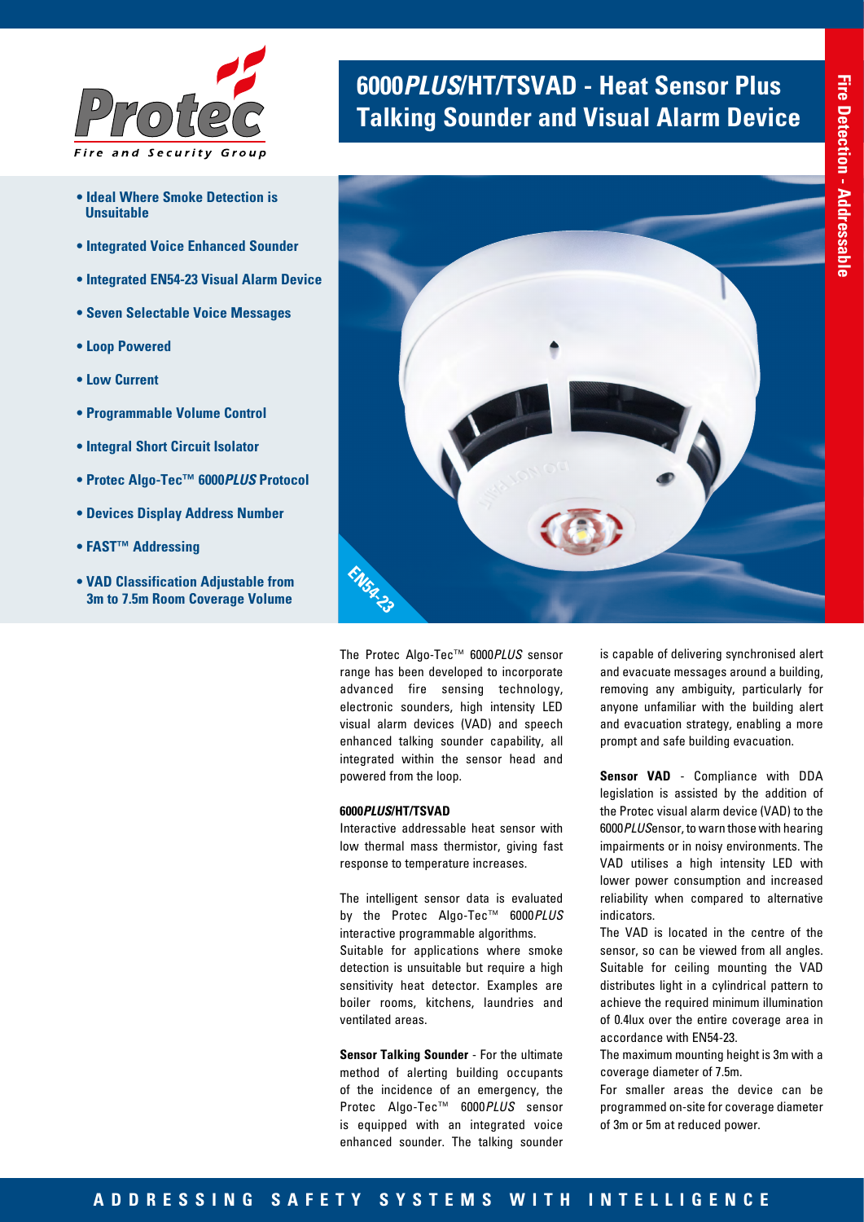# 6000*PLUS*/HT/TSVAD - Heat Sensor Plus Talking Sounder and Visual Alarm Device

Fire Detection - Addressable

- **Ideal Where Smoke Detection is Unsuitable**
- **Integrated Voice Enhanced Sounder**
- **Integrated EN54-23 Visual Alarm Device**
- **Seven Selectable Voice Messages**
- **Loop Powered**
- **Low Current**
- **Programmable Volume Control**
- **Integral Short Circuit Isolator**
- **Protec Algo-Tec™ 6000*PLUS* Protocol**
- **Devices Display Address Number**
- **FAST™ Addressing**
- **VAD Classification Adjustable from 3m to 7.5m Room Coverage Volume**

EN54-23

The Protec Algo-Tec™ 6000*PLUS* sensor range has been developed to incorporate advanced fire sensing technology, electronic sounders, high intensity LED visual alarm devices (VAD) and speech enhanced talking sounder capability, all integrated within the sensor head and powered from the loop.

**6000*PLUS*/HT/TSVAD**

Interactive addressable heat sensor with low thermal mass thermistor, giving fast response to temperature increases.

The intelligent sensor data is evaluated by the Protec Algo-Tec™ 6000*PLUS* interactive programmable algorithms.

Suitable for applications where smoke detection is unsuitable but require a high sensitivity heat detector. Examples are boiler rooms, kitchens, laundries and ventilated areas.

**Sensor Talking Sounder** - For the ultimate method of alerting building occupants of the incidence of an emergency, the Protec Algo-Tec™ 6000*PLUS* sensor is equipped with an integrated voice enhanced sounder. The talking sounder is capable of delivering synchronised alert and evacuate messages around a building, removing any ambiguity, particularly for anyone unfamiliar with the building alert and evacuation strategy, enabling a more prompt and safe building evacuation.

**Sensor VAD** - Compliance with DDA legislation is assisted by the addition of the Protec visual alarm device (VAD) to the 6000*PLUS*ensor, to warn those with hearing impairments or in noisy environments. The VAD utilises a high intensity LED with lower power consumption and increased reliability when compared to alternative indicators.

The VAD is located in the centre of the sensor, so can be viewed from all angles. Suitable for ceiling mounting the VAD distributes light in a cylindrical pattern to achieve the required minimum illumination of 0.4lux over the entire coverage area in accordance with EN54-23.

The maximum mounting height is 3m with a coverage diameter of 7.5m.

For smaller areas the device can be programmed on-site for coverage diameter of 3m or 5m at reduced power.

ADDRESSING SAFETY SYSTEMS WITH INTELLIGENCE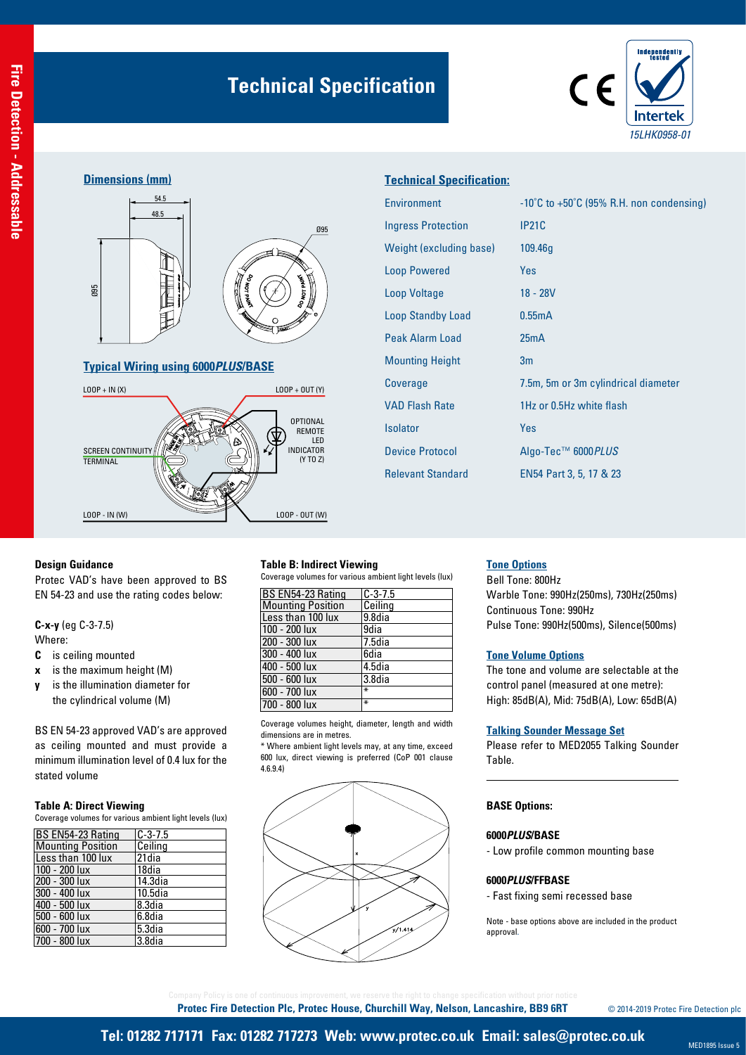# Technical Specification

15LHK0958-01

## Dimensions (mm)

54.5
48.5
Ø95
Ø95

## Typical Wiring using 6000*PLUS*/BASE

LOOP + IN (X)
LOOP + OUT (Y)
OPTIONAL REMOTE LED INDICATOR (Y TO Z)
SCREEN CONTINUITY TERMINAL
LOOP - IN (W)
LOOP - OUT (W)

## Technical Specification:

| | |
|---|---|
| Environment | -10˚C to +50˚C (95% R.H. non condensing) |
| Ingress Protection | IP21C |
| Weight (excluding base) | 109.46g |
| Loop Powered | Yes |
| Loop Voltage | 18 - 28V |
| Loop Standby Load | 0.55mA |
| Peak Alarm Load | 25mA |
| Mounting Height | 3m |
| Coverage | 7.5m, 5m or 3m cylindrical diameter |
| VAD Flash Rate | 1Hz or 0.5Hz white flash |
| Isolator | Yes |
| Device Protocol | Algo-Tec™ 6000*PLUS* |
| Relevant Standard | EN54 Part 3, 5, 17 & 23 |

### Design Guidance

Protec VAD's have been approved to BS EN 54-23 and use the rating codes below:

**C-x-y** (eg C-3-7.5)

Where:

- **C** is ceiling mounted
- **x** is the maximum height (M)
- **y** is the illumination diameter for the cylindrical volume (M)

BS EN 54-23 approved VAD's are approved as ceiling mounted and must provide a minimum illumination level of 0.4 lux for the stated volume

### Table A: Direct Viewing

Coverage volumes for various ambient light levels (lux)

| BS EN54-23 Rating | C-3-7.5 |
|---|---|
| Mounting Position | Ceiling |
| Less than 100 lux | 21dia |
| 100 - 200 lux | 18dia |
| 200 - 300 lux | 14.3dia |
| 300 - 400 lux | 10.5dia |
| 400 - 500 lux | 8.3dia |
| 500 - 600 lux | 6.8dia |
| 600 - 700 lux | 5.3dia |
| 700 - 800 lux | 3.8dia |

### Table B: Indirect Viewing

Coverage volumes for various ambient light levels (lux)

| BS EN54-23 Rating | C-3-7.5 |
|---|---|
| Mounting Position | Ceiling |
| Less than 100 lux | 9.8dia |
| 100 - 200 lux | 9dia |
| 200 - 300 lux | 7.5dia |
| 300 - 400 lux | 6dia |
| 400 - 500 lux | 4.5dia |
| 500 - 600 lux | 3.8dia |
| 600 - 700 lux | * |
| 700 - 800 lux | * |

Coverage volumes height, diameter, length and width dimensions are in metres.

* Where ambient light levels may, at any time, exceed 600 lux, direct viewing is preferred (CoP 001 clause 4.6.9.4)

x
y
y/1.414

### Tone Options

Bell Tone: 800Hz
Warble Tone: 990Hz(250ms), 730Hz(250ms)
Continuous Tone: 990Hz
Pulse Tone: 990Hz(500ms), Silence(500ms)

### Tone Volume Options

The tone and volume are selectable at the control panel (measured at one metre):
High: 85dB(A), Mid: 75dB(A), Low: 65dB(A)

### Talking Sounder Message Set

Please refer to MED2055 Talking Sounder Table.

### BASE Options:

**6000*PLUS*/BASE**

- Low profile common mounting base

**6000*PLUS*/FFBASE**

- Fast fixing semi recessed base

Note - base options above are included in the product approval.

Company Policy is one of continuous improvement, we reserve the right to change specification without prior notice

**Protec Fire Detection Plc, Protec House, Churchill Way, Nelson, Lancashire, BB9 6RT**

© 2014-2019 Protec Fire Detection plc

**Tel: 01282 717171 Fax: 01282 717273 Web: www.protec.co.uk Email: sales@protec.co.uk**

MED1895 Issue 5